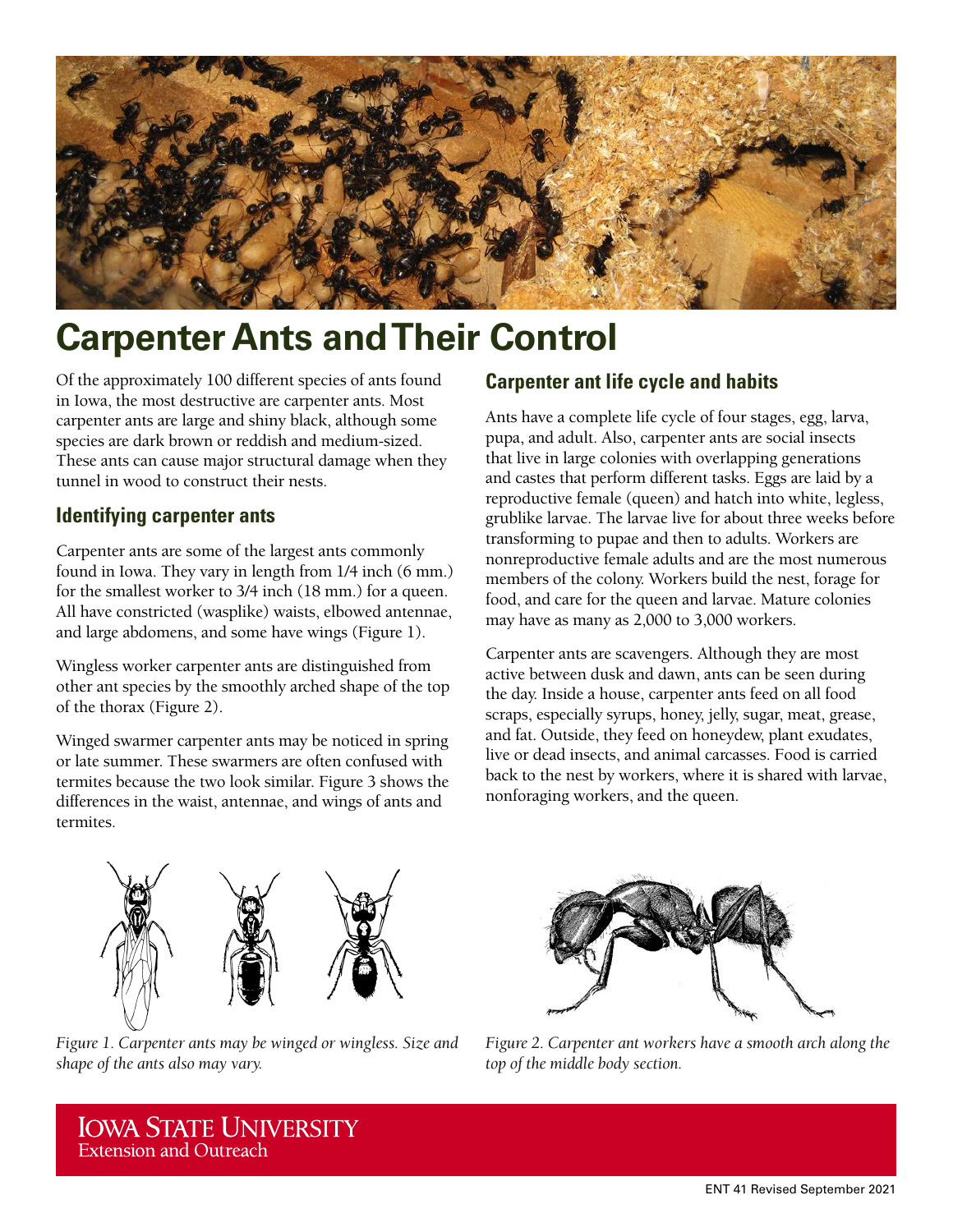# Carpenter Ants and Their Control

Of the approximately 100 different species of ants found in Iowa, the most destructive are carpenter ants. Most carpenter ants are large and shiny black, although some species are dark brown or reddish and medium-sized. These ants can cause major structural damage when they tunnel in wood to construct their nests.

## Identifying carpenter ants

Carpenter ants are some of the largest ants commonly found in Iowa. They vary in length from 1/4 inch (6 mm.) for the smallest worker to 3/4 inch (18 mm.) for a queen. All have constricted (wasplike) waists, elbowed antennae, and large abdomens, and some have wings (Figure 1).

Wingless worker carpenter ants are distinguished from other ant species by the smoothly arched shape of the top of the thorax (Figure 2).

Winged swarmer carpenter ants may be noticed in spring or late summer. These swarmers are often confused with termites because the two look similar. Figure 3 shows the differences in the waist, antennae, and wings of ants and termites.

## Carpenter ant life cycle and habits

Ants have a complete life cycle of four stages, egg, larva, pupa, and adult. Also, carpenter ants are social insects that live in large colonies with overlapping generations and castes that perform different tasks. Eggs are laid by a reproductive female (queen) and hatch into white, legless, grublike larvae. The larvae live for about three weeks before transforming to pupae and then to adults. Workers are nonreproductive female adults and are the most numerous members of the colony. Workers build the nest, forage for food, and care for the queen and larvae. Mature colonies may have as many as 2,000 to 3,000 workers.

Carpenter ants are scavengers. Although they are most active between dusk and dawn, ants can be seen during the day. Inside a house, carpenter ants feed on all food scraps, especially syrups, honey, jelly, sugar, meat, grease, and fat. Outside, they feed on honeydew, plant exudates, live or dead insects, and animal carcasses. Food is carried back to the nest by workers, where it is shared with larvae, nonforaging workers, and the queen.

*Figure 1. Carpenter ants may be winged or wingless. Size and shape of the ants also may vary.*

*Figure 2. Carpenter ant workers have a smooth arch along the top of the middle body section.*

Iowa State University Extension and Outreach

ENT 41 Revised September 2021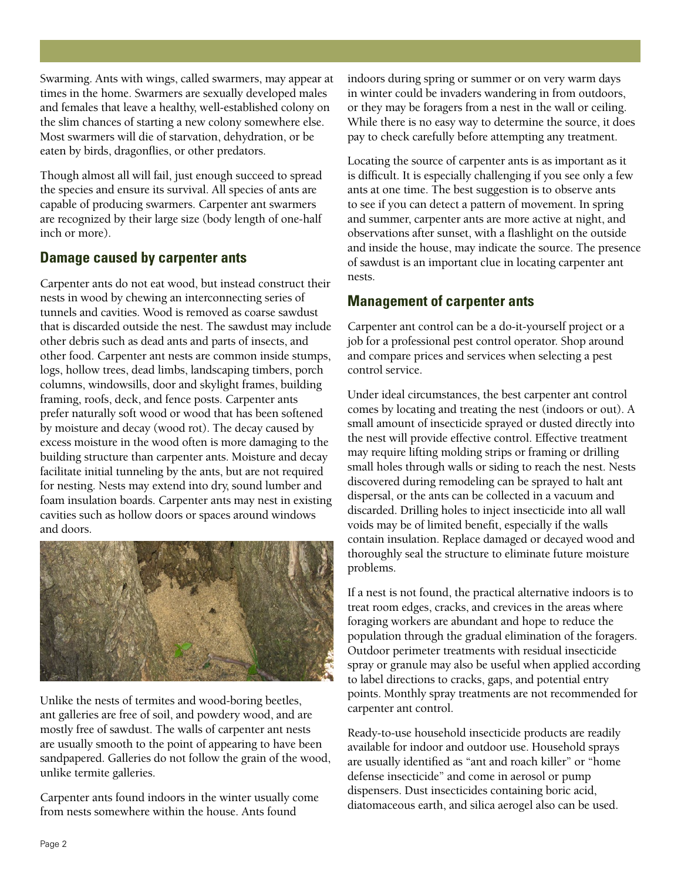Swarming. Ants with wings, called swarmers, may appear at times in the home. Swarmers are sexually developed males and females that leave a healthy, well-established colony on the slim chances of starting a new colony somewhere else. Most swarmers will die of starvation, dehydration, or be eaten by birds, dragonflies, or other predators.

Though almost all will fail, just enough succeed to spread the species and ensure its survival. All species of ants are capable of producing swarmers. Carpenter ant swarmers are recognized by their large size (body length of one-half inch or more).

## Damage caused by carpenter ants

Carpenter ants do not eat wood, but instead construct their nests in wood by chewing an interconnecting series of tunnels and cavities. Wood is removed as coarse sawdust that is discarded outside the nest. The sawdust may include other debris such as dead ants and parts of insects, and other food. Carpenter ant nests are common inside stumps, logs, hollow trees, dead limbs, landscaping timbers, porch columns, windowsills, door and skylight frames, building framing, roofs, deck, and fence posts. Carpenter ants prefer naturally soft wood or wood that has been softened by moisture and decay (wood rot). The decay caused by excess moisture in the wood often is more damaging to the building structure than carpenter ants. Moisture and decay facilitate initial tunneling by the ants, but are not required for nesting. Nests may extend into dry, sound lumber and foam insulation boards. Carpenter ants may nest in existing cavities such as hollow doors or spaces around windows and doors.

Unlike the nests of termites and wood-boring beetles, ant galleries are free of soil, and powdery wood, and are mostly free of sawdust. The walls of carpenter ant nests are usually smooth to the point of appearing to have been sandpapered. Galleries do not follow the grain of the wood, unlike termite galleries.

Carpenter ants found indoors in the winter usually come from nests somewhere within the house. Ants found indoors during spring or summer or on very warm days in winter could be invaders wandering in from outdoors, or they may be foragers from a nest in the wall or ceiling. While there is no easy way to determine the source, it does pay to check carefully before attempting any treatment.

Locating the source of carpenter ants is as important as it is difficult. It is especially challenging if you see only a few ants at one time. The best suggestion is to observe ants to see if you can detect a pattern of movement. In spring and summer, carpenter ants are more active at night, and observations after sunset, with a flashlight on the outside and inside the house, may indicate the source. The presence of sawdust is an important clue in locating carpenter ant nests.

## Management of carpenter ants

Carpenter ant control can be a do-it-yourself project or a job for a professional pest control operator. Shop around and compare prices and services when selecting a pest control service.

Under ideal circumstances, the best carpenter ant control comes by locating and treating the nest (indoors or out). A small amount of insecticide sprayed or dusted directly into the nest will provide effective control. Effective treatment may require lifting molding strips or framing or drilling small holes through walls or siding to reach the nest. Nests discovered during remodeling can be sprayed to halt ant dispersal, or the ants can be collected in a vacuum and discarded. Drilling holes to inject insecticide into all wall voids may be of limited benefit, especially if the walls contain insulation. Replace damaged or decayed wood and thoroughly seal the structure to eliminate future moisture problems.

If a nest is not found, the practical alternative indoors is to treat room edges, cracks, and crevices in the areas where foraging workers are abundant and hope to reduce the population through the gradual elimination of the foragers. Outdoor perimeter treatments with residual insecticide spray or granule may also be useful when applied according to label directions to cracks, gaps, and potential entry points. Monthly spray treatments are not recommended for carpenter ant control.

Ready-to-use household insecticide products are readily available for indoor and outdoor use. Household sprays are usually identified as "ant and roach killer" or "home defense insecticide" and come in aerosol or pump dispensers. Dust insecticides containing boric acid, diatomaceous earth, and silica aerogel also can be used.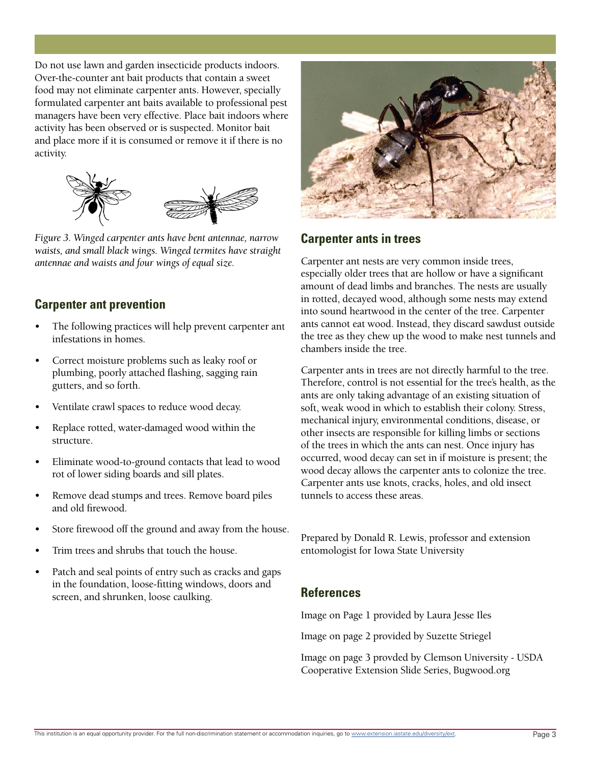Do not use lawn and garden insecticide products indoors. Over-the-counter ant bait products that contain a sweet food may not eliminate carpenter ants. However, specially formulated carpenter ant baits available to professional pest managers have been very effective. Place bait indoors where activity has been observed or is suspected. Monitor bait and place more if it is consumed or remove it if there is no activity.

*Figure 3. Winged carpenter ants have bent antennae, narrow waists, and small black wings. Winged termites have straight antennae and waists and four wings of equal size.*

## Carpenter ant prevention

- The following practices will help prevent carpenter ant infestations in homes.
- Correct moisture problems such as leaky roof or plumbing, poorly attached flashing, sagging rain gutters, and so forth.
- Ventilate crawl spaces to reduce wood decay.
- Replace rotted, water-damaged wood within the structure.
- Eliminate wood-to-ground contacts that lead to wood rot of lower siding boards and sill plates.
- Remove dead stumps and trees. Remove board piles and old firewood.
- Store firewood off the ground and away from the house.
- Trim trees and shrubs that touch the house.
- Patch and seal points of entry such as cracks and gaps in the foundation, loose-fitting windows, doors and screen, and shrunken, loose caulking.

## Carpenter ants in trees

Carpenter ant nests are very common inside trees, especially older trees that are hollow or have a significant amount of dead limbs and branches. The nests are usually in rotted, decayed wood, although some nests may extend into sound heartwood in the center of the tree. Carpenter ants cannot eat wood. Instead, they discard sawdust outside the tree as they chew up the wood to make nest tunnels and chambers inside the tree.

Carpenter ants in trees are not directly harmful to the tree. Therefore, control is not essential for the tree's health, as the ants are only taking advantage of an existing situation of soft, weak wood in which to establish their colony. Stress, mechanical injury, environmental conditions, disease, or other insects are responsible for killing limbs or sections of the trees in which the ants can nest. Once injury has occurred, wood decay can set in if moisture is present; the wood decay allows the carpenter ants to colonize the tree. Carpenter ants use knots, cracks, holes, and old insect tunnels to access these areas.

Prepared by Donald R. Lewis, professor and extension entomologist for Iowa State University

## References

Image on Page 1 provided by Laura Jesse Iles

Image on page 2 provided by Suzette Striegel

Image on page 3 provded by Clemson University - USDA Cooperative Extension Slide Series, Bugwood.org

This institution is an equal opportunity provider. For the full non-discrimination statement or accommodation inquiries, go to www.extension.iastate.edu/diversity/ext.